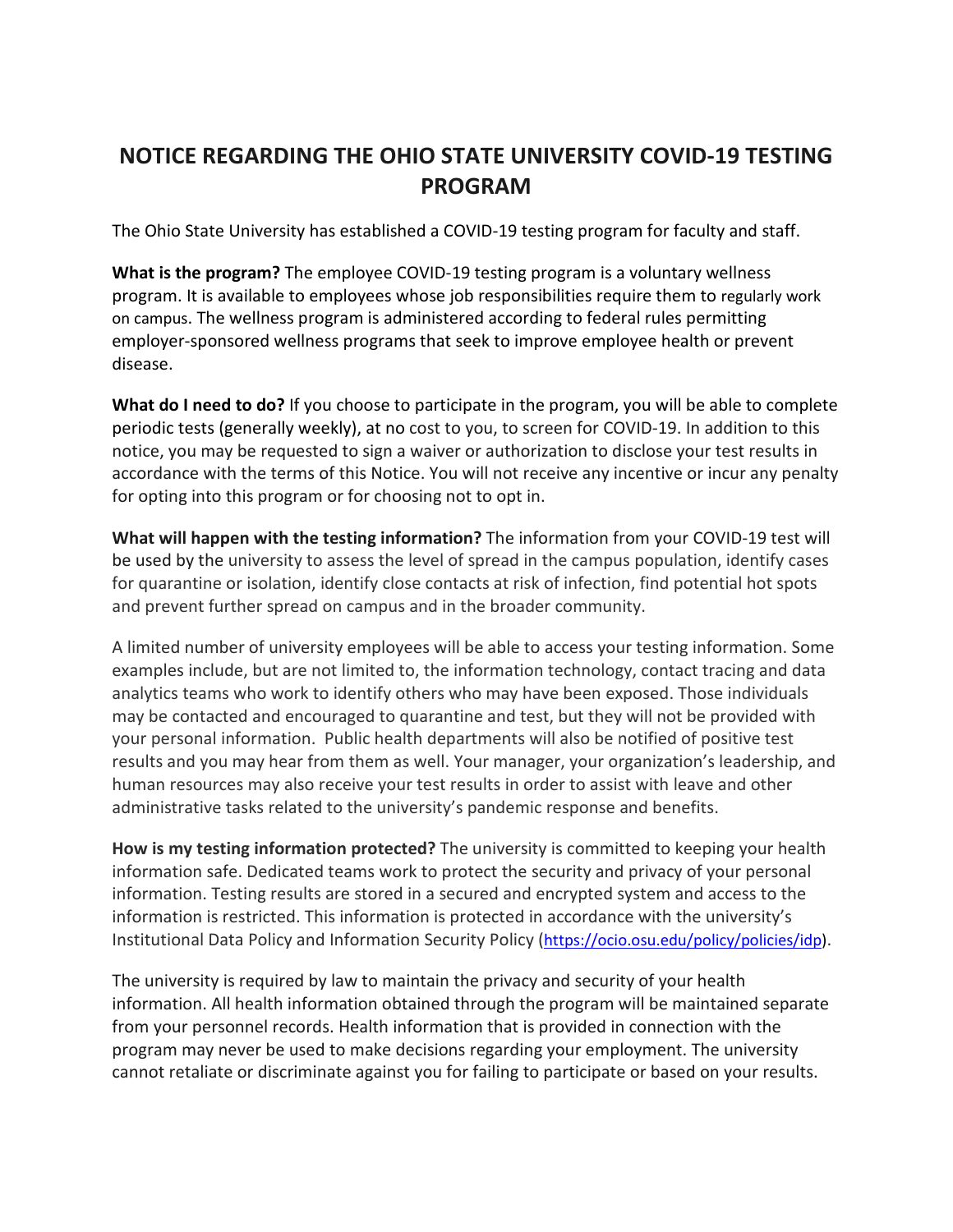# NOTICE REGARDING THE OHIO STATE UNIVERSITY COVID-19 TESTING PROGRAM

The Ohio State University has established a COVID-19 testing program for faculty and staff.

**What is the program?** The employee COVID-19 testing program is a voluntary wellness program. It is available to employees whose job responsibilities require them to regularly work on campus. The wellness program is administered according to federal rules permitting employer-sponsored wellness programs that seek to improve employee health or prevent disease.

**What do I need to do?** If you choose to participate in the program, you will be able to complete periodic tests (generally weekly), at no cost to you, to screen for COVID-19. In addition to this notice, you may be requested to sign a waiver or authorization to disclose your test results in accordance with the terms of this Notice. You will not receive any incentive or incur any penalty for opting into this program or for choosing not to opt in.

**What will happen with the testing information?** The information from your COVID-19 test will be used by the university to assess the level of spread in the campus population, identify cases for quarantine or isolation, identify close contacts at risk of infection, find potential hot spots and prevent further spread on campus and in the broader community.

A limited number of university employees will be able to access your testing information. Some examples include, but are not limited to, the information technology, contact tracing and data analytics teams who work to identify others who may have been exposed. Those individuals may be contacted and encouraged to quarantine and test, but they will not be provided with your personal information. Public health departments will also be notified of positive test results and you may hear from them as well. Your manager, your organization's leadership, and human resources may also receive your test results in order to assist with leave and other administrative tasks related to the university's pandemic response and benefits.

**How is my testing information protected?** The university is committed to keeping your health information safe. Dedicated teams work to protect the security and privacy of your personal information. Testing results are stored in a secured and encrypted system and access to the information is restricted. This information is protected in accordance with the university's Institutional Data Policy and Information Security Policy (https://ocio.osu.edu/policy/policies/idp).

The university is required by law to maintain the privacy and security of your health information. All health information obtained through the program will be maintained separate from your personnel records. Health information that is provided in connection with the program may never be used to make decisions regarding your employment. The university cannot retaliate or discriminate against you for failing to participate or based on your results.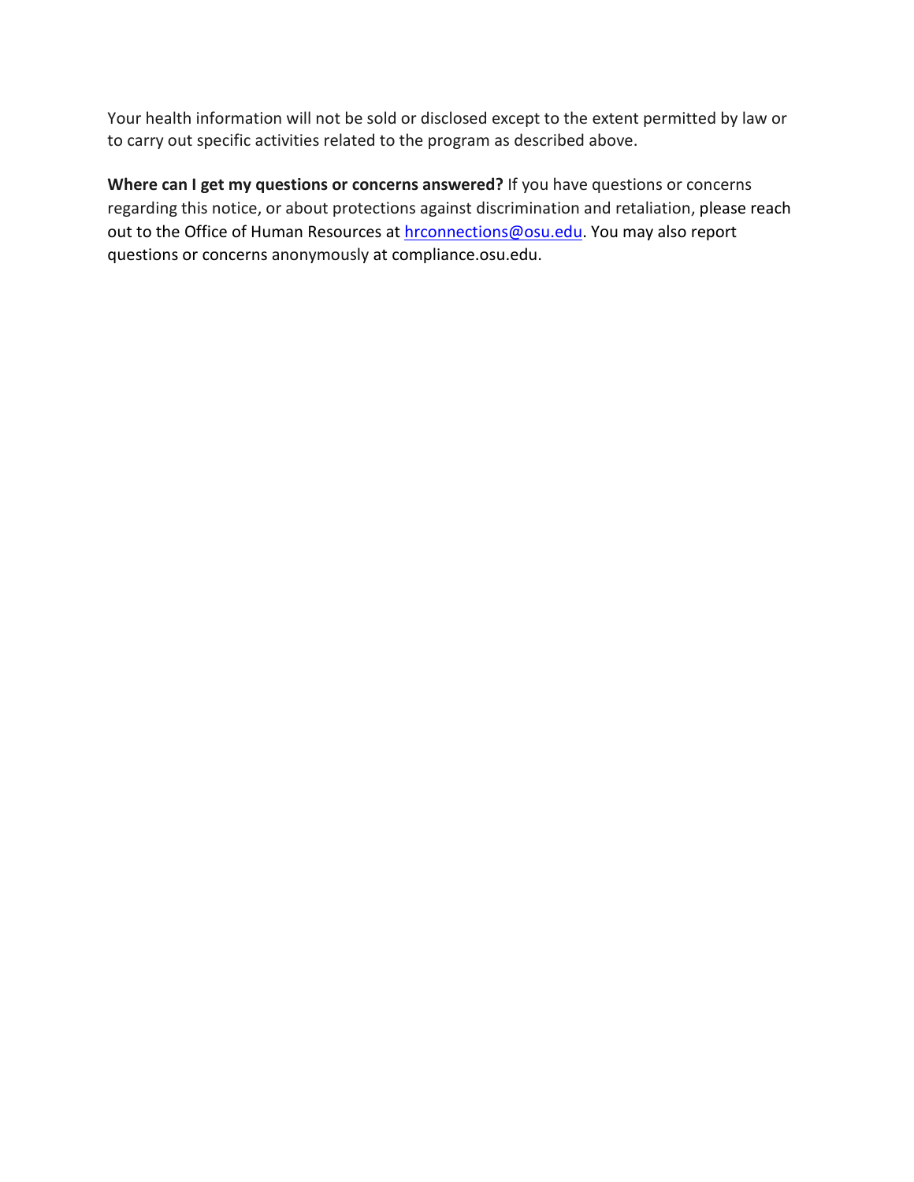Your health information will not be sold or disclosed except to the extent permitted by law or to carry out specific activities related to the program as described above.

**Where can I get my questions or concerns answered?** If you have questions or concerns regarding this notice, or about protections against discrimination and retaliation, please reach out to the Office of Human Resources at hrconnections@osu.edu. You may also report questions or concerns anonymously at compliance.osu.edu.